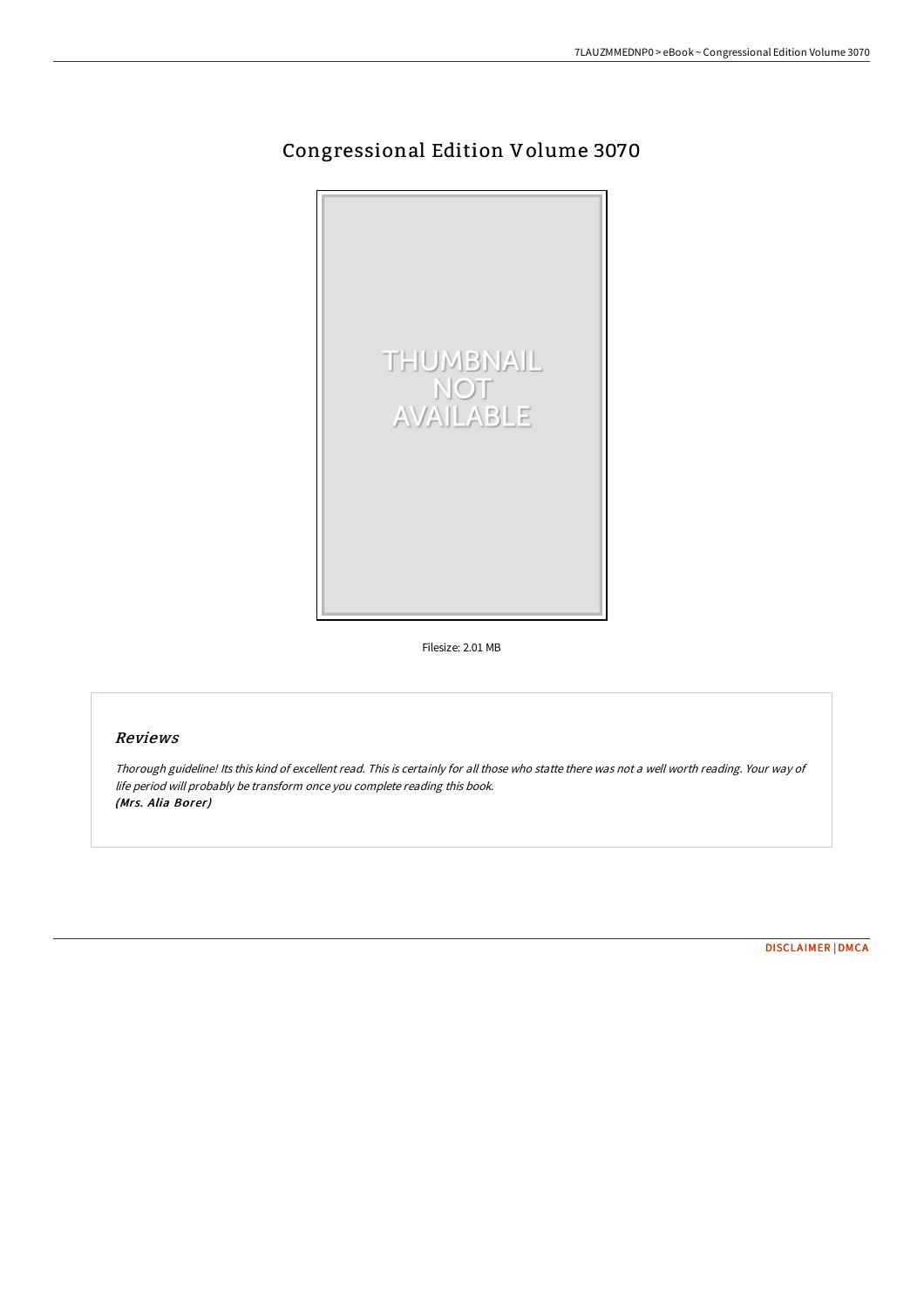# Congressional Edition Volume 3070

Filesize: 2.01 MB

## Reviews

*Thorough guideline! Its this kind of excellent read. This is certainly for all those who statte there was not a well worth reading. Your way of life period will probably be transform once you complete reading this book.*
*(Mrs. Alia Borer)*

DISCLAIMER | DMCA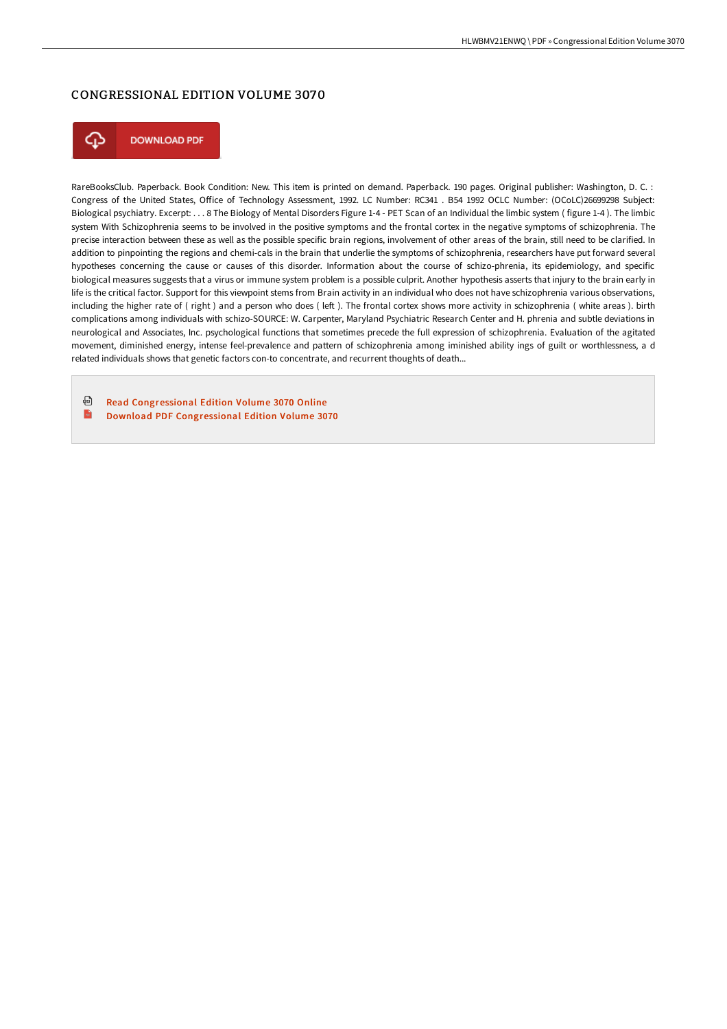# CONGRESSIONAL EDITION VOLUME 3070

DOWNLOAD PDF

RareBooksClub. Paperback. Book Condition: New. This item is printed on demand. Paperback. 190 pages. Original publisher: Washington, D. C. : Congress of the United States, Office of Technology Assessment, 1992. LC Number: RC341 . B54 1992 OCLC Number: (OCoLC)26699298 Subject: Biological psychiatry. Excerpt: . . . 8 The Biology of Mental Disorders Figure 1-4 - PET Scan of an Individual the limbic system ( figure 1-4 ). The limbic system With Schizophrenia seems to be involved in the positive symptoms and the frontal cortex in the negative symptoms of schizophrenia. The precise interaction between these as well as the possible specific brain regions, involvement of other areas of the brain, still need to be clarified. In addition to pinpointing the regions and chemi-cals in the brain that underlie the symptoms of schizophrenia, researchers have put forward several hypotheses concerning the cause or causes of this disorder. Information about the course of schizo-phrenia, its epidemiology, and specific biological measures suggests that a virus or immune system problem is a possible culprit. Another hypothesis asserts that injury to the brain early in life is the critical factor. Support for this viewpoint stems from Brain activity in an individual who does not have schizophrenia various observations, including the higher rate of ( right ) and a person who does ( left ). The frontal cortex shows more activity in schizophrenia ( white areas ). birth complications among individuals with schizo-SOURCE: W. Carpenter, Maryland Psychiatric Research Center and H. phrenia and subtle deviations in neurological and Associates, Inc. psychological functions that sometimes precede the full expression of schizophrenia. Evaluation of the agitated movement, diminished energy, intense feel-prevalence and pattern of schizophrenia among iminished ability ings of guilt or worthlessness, a d related individuals shows that genetic factors con-to concentrate, and recurrent thoughts of death...

Read Congressional Edition Volume 3070 Online

Download PDF Congressional Edition Volume 3070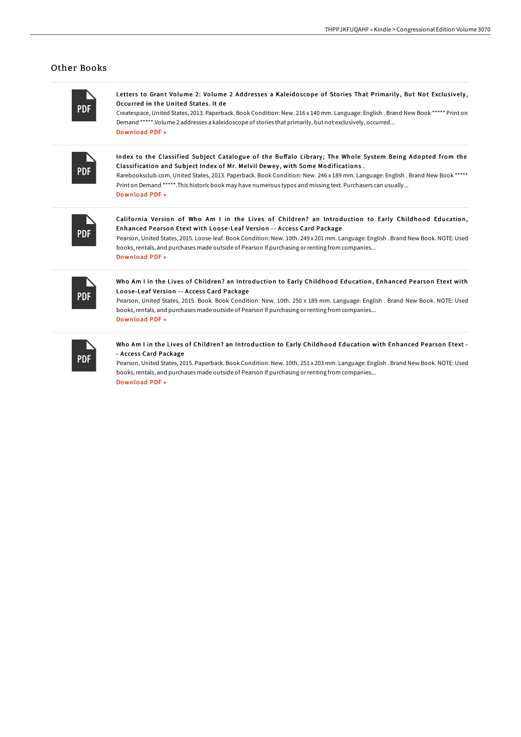## Other Books

**Letters to Grant Volume 2: Volume 2 Addresses a Kaleidoscope of Stories That Primarily, But Not Exclusively, Occurred in the United States. It de**

Createspace, United States, 2013. Paperback. Book Condition: New. 216 x 140 mm. Language: English . Brand New Book ***** Print on Demand *****.Volume 2 addresses a kaleidoscope of stories that primarily, but not exclusively, occurred...

Download PDF »

**Index to the Classified Subject Catalogue of the Buffalo Library; The Whole System Being Adopted from the Classification and Subject Index of Mr. Melvil Dewey, with Some Modifications .**

Rarebooksclub.com, United States, 2013. Paperback. Book Condition: New. 246 x 189 mm. Language: English . Brand New Book ***** Print on Demand *****.This historic book may have numerous typos and missing text. Purchasers can usually...

Download PDF »

**California Version of Who Am I in the Lives of Children? an Introduction to Early Childhood Education, Enhanced Pearson Etext with Loose-Leaf Version -- Access Card Package**

Pearson, United States, 2015. Loose-leaf. Book Condition: New. 10th. 249 x 201 mm. Language: English . Brand New Book. NOTE: Used books, rentals, and purchases made outside of Pearson If purchasing or renting from companies...

Download PDF »

**Who Am I in the Lives of Children? an Introduction to Early Childhood Education, Enhanced Pearson Etext with Loose-Leaf Version -- Access Card Package**

Pearson, United States, 2015. Book. Book Condition: New. 10th. 250 x 189 mm. Language: English . Brand New Book. NOTE: Used books, rentals, and purchases made outside of Pearson If purchasing or renting from companies...

Download PDF »

**Who Am I in the Lives of Children? an Introduction to Early Childhood Education with Enhanced Pearson Etext -- Access Card Package**

Pearson, United States, 2015. Paperback. Book Condition: New. 10th. 251 x 203 mm. Language: English . Brand New Book. NOTE: Used books, rentals, and purchases made outside of Pearson If purchasing or renting from companies...

Download PDF »